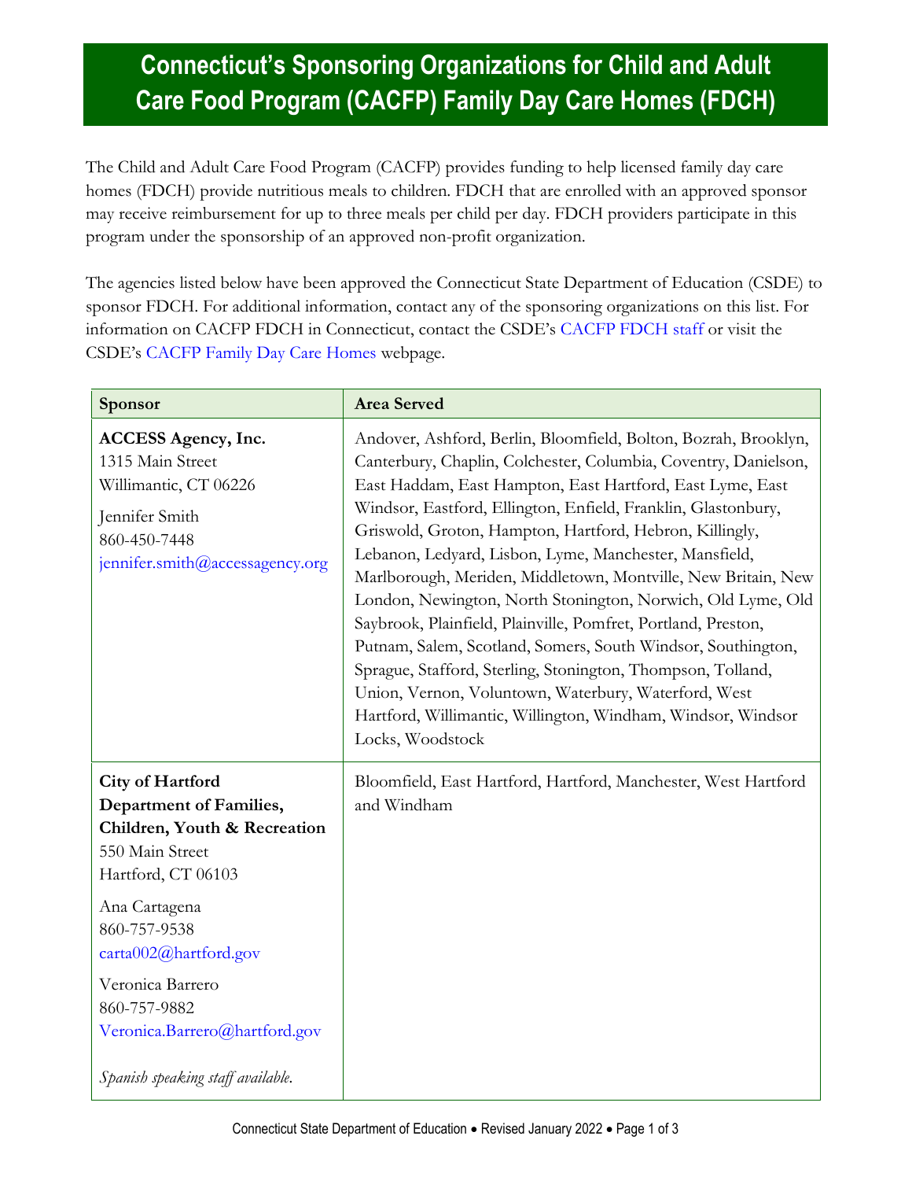# Connecticut's Sponsoring Organizations for Child and Adult Care Food Program (CACFP) Family Day Care Homes (FDCH)

The Child and Adult Care Food Program (CACFP) provides funding to help licensed family day care homes (FDCH) provide nutritious meals to children. FDCH that are enrolled with an approved sponsor may receive reimbursement for up to three meals per child per day. FDCH providers participate in this program under the sponsorship of an approved non-profit organization.

The agencies listed below have been approved the Connecticut State Department of Education (CSDE) to sponsor FDCH. For additional information, contact any of the sponsoring organizations on this list. For information on CACFP FDCH in Connecticut, contact the CSDE's CACFP FDCH staff or visit the CSDE's CACFP Family Day Care Homes webpage.

| Sponsor | Area Served |
|---|---|
| **ACCESS Agency, Inc.**<br>1315 Main Street<br>Willimantic, CT 06226<br>Jennifer Smith<br>860-450-7448<br>jennifer.smith@accessagency.org | Andover, Ashford, Berlin, Bloomfield, Bolton, Bozrah, Brooklyn, Canterbury, Chaplin, Colchester, Columbia, Coventry, Danielson, East Haddam, East Hampton, East Hartford, East Lyme, East Windsor, Eastford, Ellington, Enfield, Franklin, Glastonbury, Griswold, Groton, Hampton, Hartford, Hebron, Killingly, Lebanon, Ledyard, Lisbon, Lyme, Manchester, Mansfield, Marlborough, Meriden, Middletown, Montville, New Britain, New London, Newington, North Stonington, Norwich, Old Lyme, Old Saybrook, Plainfield, Plainville, Pomfret, Portland, Preston, Putnam, Salem, Scotland, Somers, South Windsor, Southington, Sprague, Stafford, Sterling, Stonington, Thompson, Tolland, Union, Vernon, Voluntown, Waterbury, Waterford, West Hartford, Willimantic, Willington, Windham, Windsor, Windsor Locks, Woodstock |
| **City of Hartford Department of Families, Children, Youth & Recreation**<br>550 Main Street<br>Hartford, CT 06103<br>Ana Cartagena<br>860-757-9538<br>carta002@hartford.gov<br>Veronica Barrero<br>860-757-9882<br>Veronica.Barrero@hartford.gov<br>*Spanish speaking staff available.* | Bloomfield, East Hartford, Hartford, Manchester, West Hartford and Windham |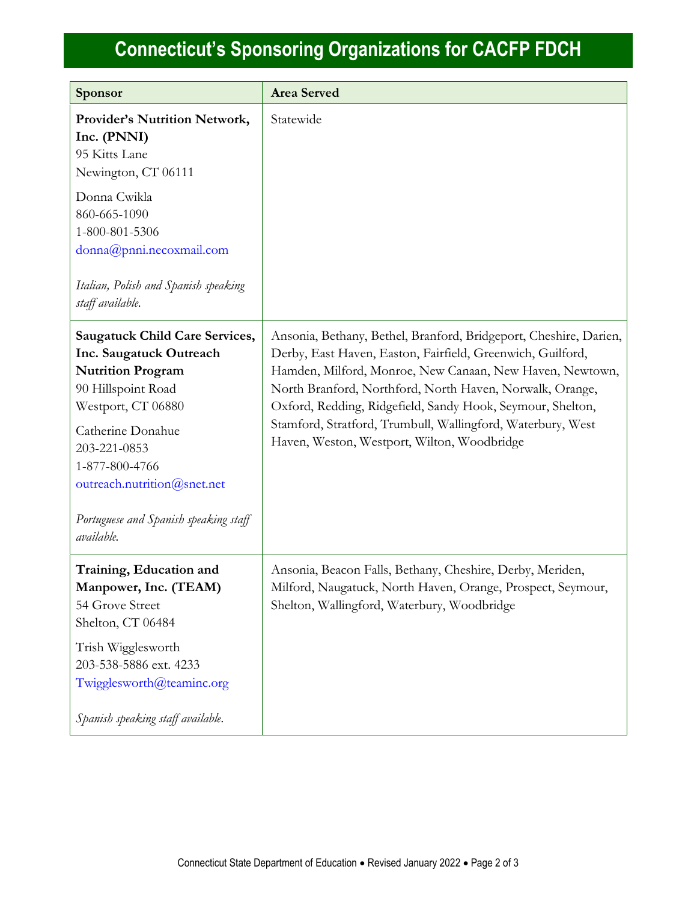# Connecticut's Sponsoring Organizations for CACFP FDCH

| Sponsor | Area Served |
|---|---|
| **Provider's Nutrition Network, Inc. (PNNI)**<br>95 Kitts Lane<br>Newington, CT 06111<br><br>Donna Cwikla<br>860-665-1090<br>1-800-801-5306<br>donna@pnni.necoxmail.com<br><br>*Italian, Polish and Spanish speaking staff available.* | Statewide |
| **Saugatuck Child Care Services, Inc. Saugatuck Outreach Nutrition Program**<br>90 Hillspoint Road<br>Westport, CT 06880<br><br>Catherine Donahue<br>203-221-0853<br>1-877-800-4766<br>outreach.nutrition@snet.net<br><br>*Portuguese and Spanish speaking staff available.* | Ansonia, Bethany, Bethel, Branford, Bridgeport, Cheshire, Darien, Derby, East Haven, Easton, Fairfield, Greenwich, Guilford, Hamden, Milford, Monroe, New Canaan, New Haven, Newtown, North Branford, Northford, North Haven, Norwalk, Orange, Oxford, Redding, Ridgefield, Sandy Hook, Seymour, Shelton, Stamford, Stratford, Trumbull, Wallingford, Waterbury, West Haven, Weston, Westport, Wilton, Woodbridge |
| **Training, Education and Manpower, Inc. (TEAM)**<br>54 Grove Street<br>Shelton, CT 06484<br><br>Trish Wigglesworth<br>203-538-5886 ext. 4233<br>Twigglesworth@teaminc.org<br><br>*Spanish speaking staff available.* | Ansonia, Beacon Falls, Bethany, Cheshire, Derby, Meriden, Milford, Naugatuck, North Haven, Orange, Prospect, Seymour, Shelton, Wallingford, Waterbury, Woodbridge |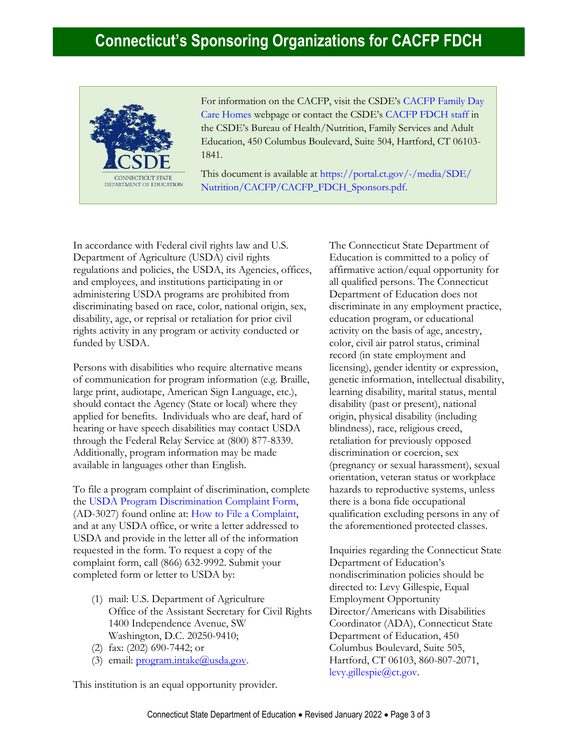# Connecticut's Sponsoring Organizations for CACFP FDCH

For information on the CACFP, visit the CSDE's CACFP Family Day Care Homes webpage or contact the CSDE's CACFP FDCH staff in the CSDE's Bureau of Health/Nutrition, Family Services and Adult Education, 450 Columbus Boulevard, Suite 504, Hartford, CT 06103-1841.

This document is available at https://portal.ct.gov/-/media/SDE/Nutrition/CACFP/CACFP_FDCH_Sponsors.pdf.

In accordance with Federal civil rights law and U.S. Department of Agriculture (USDA) civil rights regulations and policies, the USDA, its Agencies, offices, and employees, and institutions participating in or administering USDA programs are prohibited from discriminating based on race, color, national origin, sex, disability, age, or reprisal or retaliation for prior civil rights activity in any program or activity conducted or funded by USDA.

Persons with disabilities who require alternative means of communication for program information (e.g. Braille, large print, audiotape, American Sign Language, etc.), should contact the Agency (State or local) where they applied for benefits. Individuals who are deaf, hard of hearing or have speech disabilities may contact USDA through the Federal Relay Service at (800) 877-8339. Additionally, program information may be made available in languages other than English.

To file a program complaint of discrimination, complete the USDA Program Discrimination Complaint Form, (AD-3027) found online at: How to File a Complaint, and at any USDA office, or write a letter addressed to USDA and provide in the letter all of the information requested in the form. To request a copy of the complaint form, call (866) 632-9992. Submit your completed form or letter to USDA by:

(1) mail: U.S. Department of Agriculture
Office of the Assistant Secretary for Civil Rights
1400 Independence Avenue, SW
Washington, D.C. 20250-9410;
(2) fax: (202) 690-7442; or
(3) email: program.intake@usda.gov.

This institution is an equal opportunity provider.

The Connecticut State Department of Education is committed to a policy of affirmative action/equal opportunity for all qualified persons. The Connecticut Department of Education does not discriminate in any employment practice, education program, or educational activity on the basis of age, ancestry, color, civil air patrol status, criminal record (in state employment and licensing), gender identity or expression, genetic information, intellectual disability, learning disability, marital status, mental disability (past or present), national origin, physical disability (including blindness), race, religious creed, retaliation for previously opposed discrimination or coercion, sex (pregnancy or sexual harassment), sexual orientation, veteran status or workplace hazards to reproductive systems, unless there is a bona fide occupational qualification excluding persons in any of the aforementioned protected classes.

Inquiries regarding the Connecticut State Department of Education's nondiscrimination policies should be directed to: Levy Gillespie, Equal Employment Opportunity Director/Americans with Disabilities Coordinator (ADA), Connecticut State Department of Education, 450 Columbus Boulevard, Suite 505, Hartford, CT 06103, 860-807-2071, levy.gillespie@ct.gov.